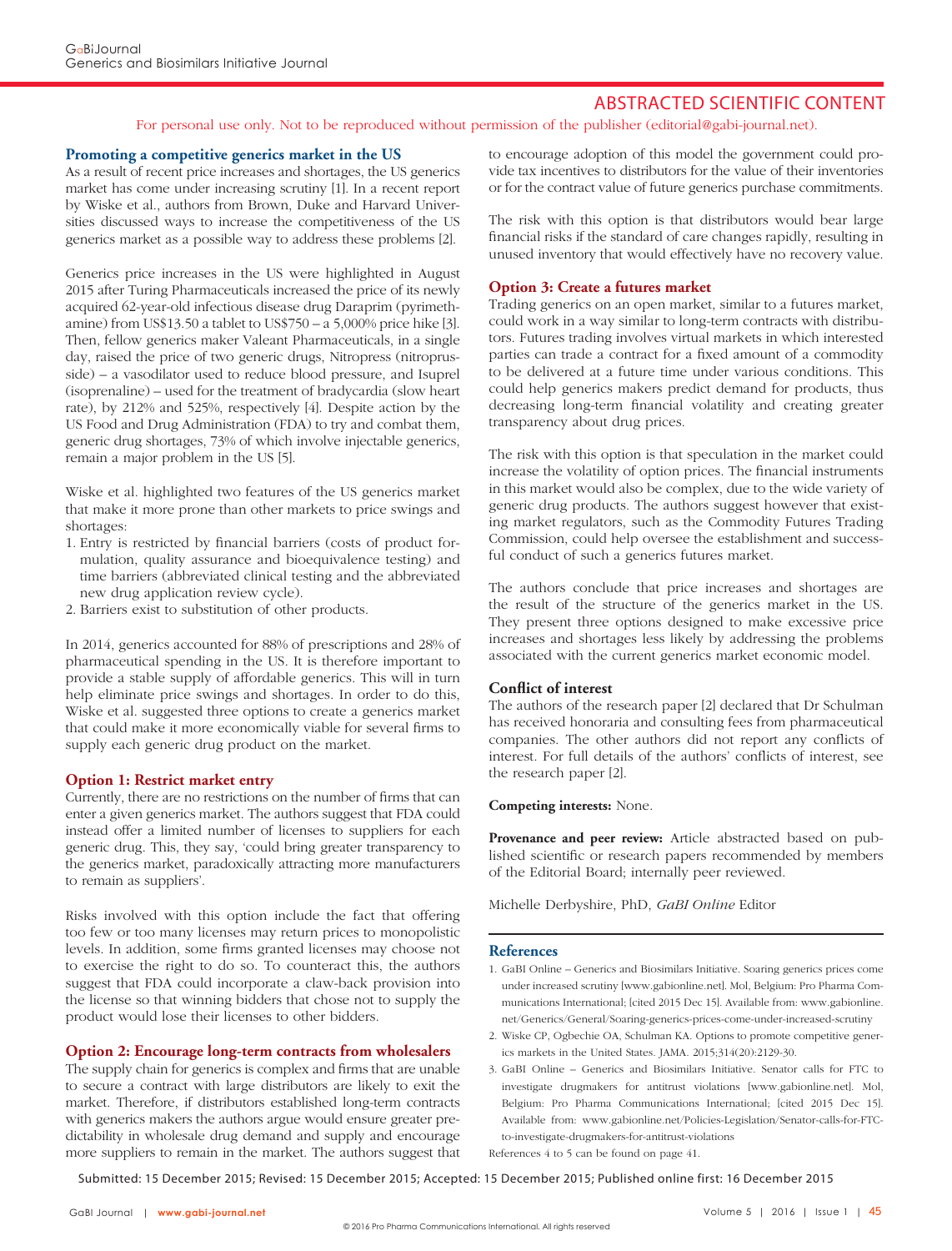ABSTRACTED SCIENTIFIC CONTENT

For personal use only. Not to be reproduced without permission of the publisher (editorial@gabi-journal.net).

## Promoting a competitive generics market in the US

As a result of recent price increases and shortages, the US generics market has come under increasing scrutiny [1]. In a recent report by Wiske et al., authors from Brown, Duke and Harvard Universities discussed ways to increase the competitiveness of the US generics market as a possible way to address these problems [2].

Generics price increases in the US were highlighted in August 2015 after Turing Pharmaceuticals increased the price of its newly acquired 62-year-old infectious disease drug Daraprim (pyrimethamine) from US$13.50 a tablet to US$750 – a 5,000% price hike [3]. Then, fellow generics maker Valeant Pharmaceuticals, in a single day, raised the price of two generic drugs, Nitropress (nitroprusside) – a vasodilator used to reduce blood pressure, and Isuprel (isoprenaline) – used for the treatment of bradycardia (slow heart rate), by 212% and 525%, respectively [4]. Despite action by the US Food and Drug Administration (FDA) to try and combat them, generic drug shortages, 73% of which involve injectable generics, remain a major problem in the US [5].

Wiske et al. highlighted two features of the US generics market that make it more prone than other markets to price swings and shortages:

1. Entry is restricted by financial barriers (costs of product formulation, quality assurance and bioequivalence testing) and time barriers (abbreviated clinical testing and the abbreviated new drug application review cycle).
2. Barriers exist to substitution of other products.

In 2014, generics accounted for 88% of prescriptions and 28% of pharmaceutical spending in the US. It is therefore important to provide a stable supply of affordable generics. This will in turn help eliminate price swings and shortages. In order to do this, Wiske et al. suggested three options to create a generics market that could make it more economically viable for several firms to supply each generic drug product on the market.

### Option 1: Restrict market entry

Currently, there are no restrictions on the number of firms that can enter a given generics market. The authors suggest that FDA could instead offer a limited number of licenses to suppliers for each generic drug. This, they say, 'could bring greater transparency to the generics market, paradoxically attracting more manufacturers to remain as suppliers'.

Risks involved with this option include the fact that offering too few or too many licenses may return prices to monopolistic levels. In addition, some firms granted licenses may choose not to exercise the right to do so. To counteract this, the authors suggest that FDA could incorporate a claw-back provision into the license so that winning bidders that chose not to supply the product would lose their licenses to other bidders.

### Option 2: Encourage long-term contracts from wholesalers

The supply chain for generics is complex and firms that are unable to secure a contract with large distributors are likely to exit the market. Therefore, if distributors established long-term contracts with generics makers the authors argue would ensure greater predictability in wholesale drug demand and supply and encourage more suppliers to remain in the market. The authors suggest that to encourage adoption of this model the government could provide tax incentives to distributors for the value of their inventories or for the contract value of future generics purchase commitments.

The risk with this option is that distributors would bear large financial risks if the standard of care changes rapidly, resulting in unused inventory that would effectively have no recovery value.

### Option 3: Create a futures market

Trading generics on an open market, similar to a futures market, could work in a way similar to long-term contracts with distributors. Futures trading involves virtual markets in which interested parties can trade a contract for a fixed amount of a commodity to be delivered at a future time under various conditions. This could help generics makers predict demand for products, thus decreasing long-term financial volatility and creating greater transparency about drug prices.

The risk with this option is that speculation in the market could increase the volatility of option prices. The financial instruments in this market would also be complex, due to the wide variety of generic drug products. The authors suggest however that existing market regulators, such as the Commodity Futures Trading Commission, could help oversee the establishment and successful conduct of such a generics futures market.

The authors conclude that price increases and shortages are the result of the structure of the generics market in the US. They present three options designed to make excessive price increases and shortages less likely by addressing the problems associated with the current generics market economic model.

### Conflict of interest

The authors of the research paper [2] declared that Dr Schulman has received honoraria and consulting fees from pharmaceutical companies. The other authors did not report any conflicts of interest. For full details of the authors' conflicts of interest, see the research paper [2].

**Competing interests:** None.

**Provenance and peer review:** Article abstracted based on published scientific or research papers recommended by members of the Editorial Board; internally peer reviewed.

Michelle Derbyshire, PhD, *GaBI Online* Editor

### References

1. GaBI Online – Generics and Biosimilars Initiative. Soaring generics prices come under increased scrutiny [www.gabionline.net]. Mol, Belgium: Pro Pharma Communications International; [cited 2015 Dec 15]. Available from: www.gabionline.net/Generics/General/Soaring-generics-prices-come-under-increased-scrutiny
2. Wiske CP, Ogbechie OA, Schulman KA. Options to promote competitive generics markets in the United States. JAMA. 2015;314(20):2129-30.
3. GaBI Online – Generics and Biosimilars Initiative. Senator calls for FTC to investigate drugmakers for antitrust violations [www.gabionline.net]. Mol, Belgium: Pro Pharma Communications International; [cited 2015 Dec 15]. Available from: www.gabionline.net/Policies-Legislation/Senator-calls-for-FTC-to-investigate-drugmakers-for-antitrust-violations

References 4 to 5 can be found on page 41.

Submitted: 15 December 2015; Revised: 15 December 2015; Accepted: 15 December 2015; Published online first: 16 December 2015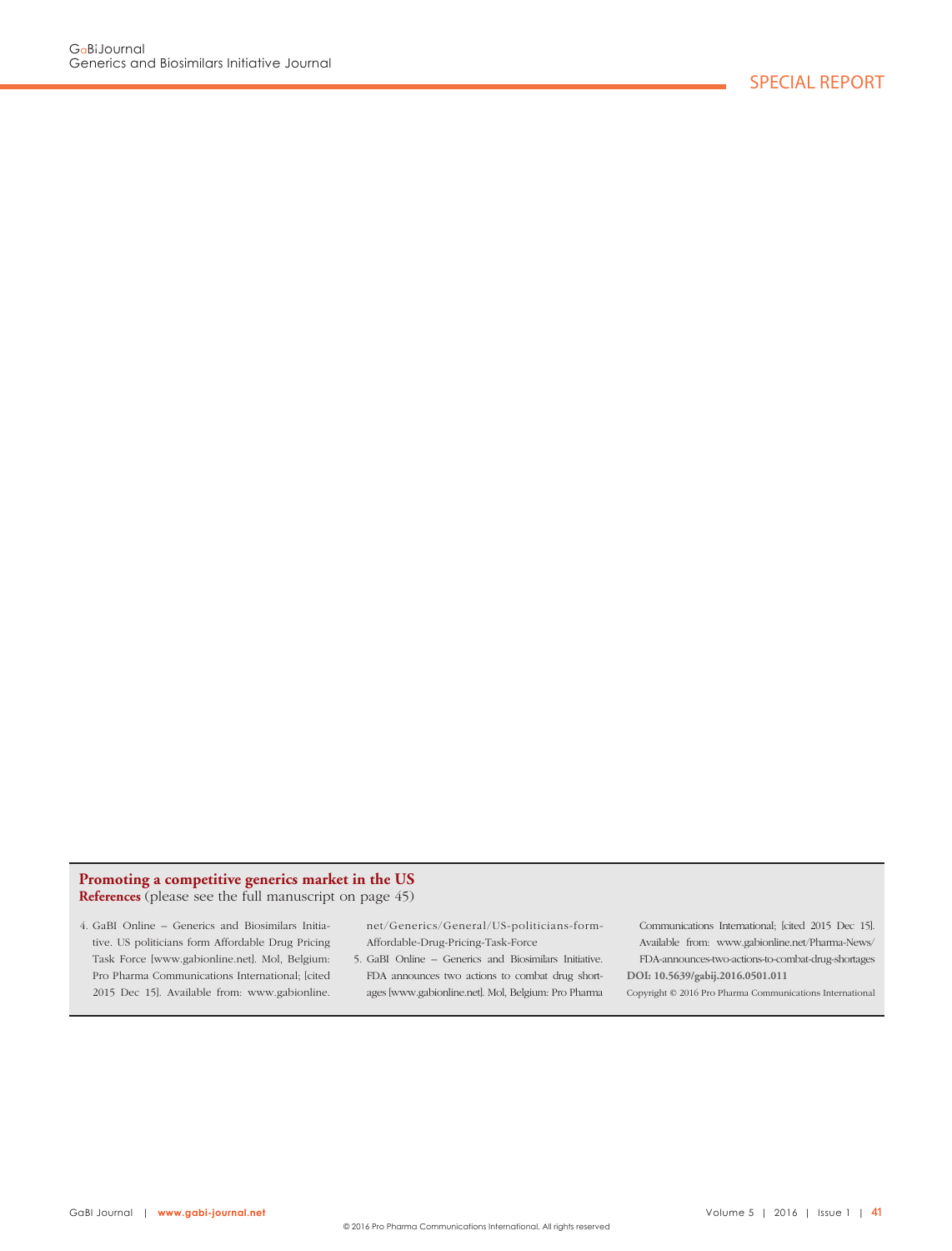**Promoting a competitive generics market in the US**

**References** (please see the full manuscript on page 45)

4. GaBI Online – Generics and Biosimilars Initiative. US politicians form Affordable Drug Pricing Task Force [www.gabionline.net]. Mol, Belgium: Pro Pharma Communications International; [cited 2015 Dec 15]. Available from: www.gabionline.net/Generics/General/US-politicians-form-Affordable-Drug-Pricing-Task-Force
5. GaBI Online – Generics and Biosimilars Initiative. FDA announces two actions to combat drug shortages [www.gabionline.net]. Mol, Belgium: Pro Pharma Communications International; [cited 2015 Dec 15]. Available from: www.gabionline.net/Pharma-News/FDA-announces-two-actions-to-combat-drug-shortages

**DOI: 10.5639/gabij.2016.0501.011**

Copyright © 2016 Pro Pharma Communications International